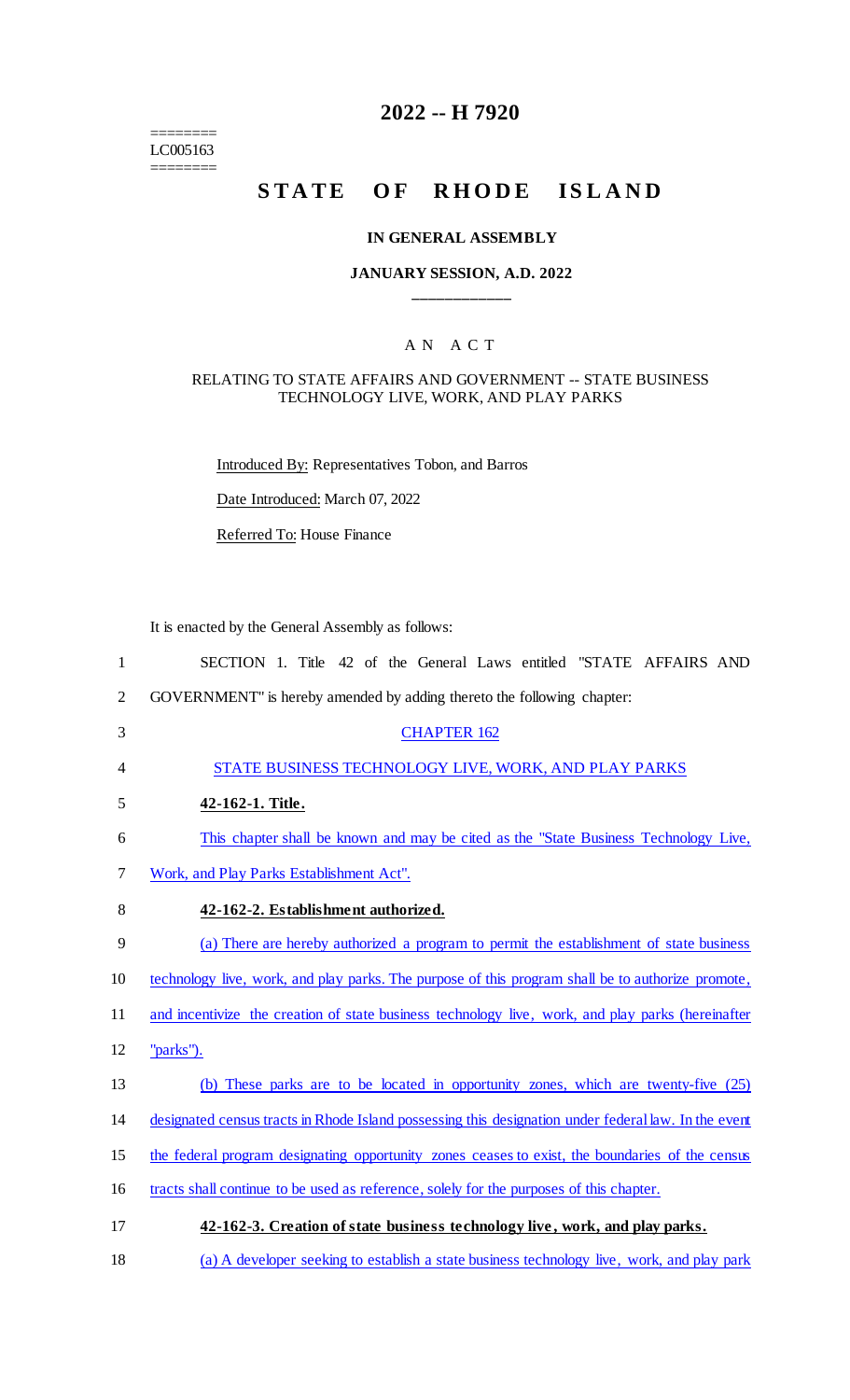========
LC005163
========

# 2022 -- H 7920

# STATE OF RHODE ISLAND

### IN GENERAL ASSEMBLY

### JANUARY SESSION, A.D. 2022

____________

### A N A C T

RELATING TO STATE AFFAIRS AND GOVERNMENT -- STATE BUSINESS TECHNOLOGY LIVE, WORK, AND PLAY PARKS

Introduced By: Representatives Tobon, and Barros

Date Introduced: March 07, 2022

Referred To: House Finance

It is enacted by the General Assembly as follows:

1 SECTION 1. Title 42 of the General Laws entitled "STATE AFFAIRS AND
2 GOVERNMENT" is hereby amended by adding thereto the following chapter:

3 CHAPTER 162

4 STATE BUSINESS TECHNOLOGY LIVE, WORK, AND PLAY PARKS

5 **42-162-1. Title.**

6 This chapter shall be known and may be cited as the "State Business Technology Live,
7 Work, and Play Parks Establishment Act".

8 **42-162-2. Establishment authorized.**

9 (a) There are hereby authorized a program to permit the establishment of state business
10 technology live, work, and play parks. The purpose of this program shall be to authorize promote,
11 and incentivize the creation of state business technology live, work, and play parks (hereinafter
12 "parks").

13 (b) These parks are to be located in opportunity zones, which are twenty-five (25)
14 designated census tracts in Rhode Island possessing this designation under federal law. In the event
15 the federal program designating opportunity zones ceases to exist, the boundaries of the census
16 tracts shall continue to be used as reference, solely for the purposes of this chapter.

17 **42-162-3. Creation of state business technology live, work, and play parks.**

18 (a) A developer seeking to establish a state business technology live, work, and play park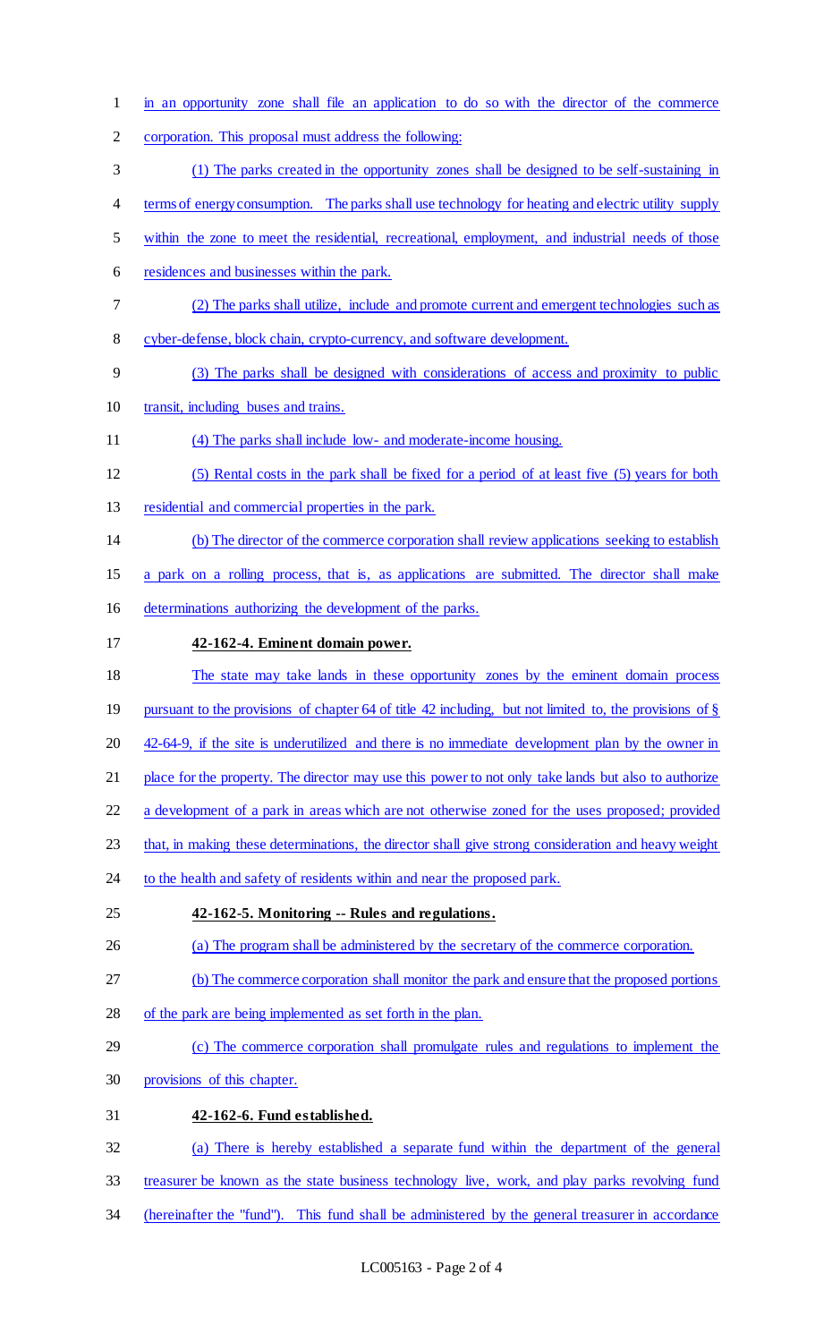in an opportunity zone shall file an application to do so with the director of the commerce corporation. This proposal must address the following:

(1) The parks created in the opportunity zones shall be designed to be self-sustaining in terms of energy consumption. The parks shall use technology for heating and electric utility supply within the zone to meet the residential, recreational, employment, and industrial needs of those residences and businesses within the park.

(2) The parks shall utilize, include and promote current and emergent technologies such as cyber-defense, block chain, crypto-currency, and software development.

(3) The parks shall be designed with considerations of access and proximity to public transit, including buses and trains.

(4) The parks shall include low- and moderate-income housing.

(5) Rental costs in the park shall be fixed for a period of at least five (5) years for both residential and commercial properties in the park.

(b) The director of the commerce corporation shall review applications seeking to establish a park on a rolling process, that is, as applications are submitted. The director shall make determinations authorizing the development of the parks.

**42-162-4. Eminent domain power.**

The state may take lands in these opportunity zones by the eminent domain process pursuant to the provisions of chapter 64 of title 42 including, but not limited to, the provisions of § 42-64-9, if the site is underutilized and there is no immediate development plan by the owner in place for the property. The director may use this power to not only take lands but also to authorize a development of a park in areas which are not otherwise zoned for the uses proposed; provided that, in making these determinations, the director shall give strong consideration and heavy weight to the health and safety of residents within and near the proposed park.

**42-162-5. Monitoring -- Rules and regulations.**

(a) The program shall be administered by the secretary of the commerce corporation.

(b) The commerce corporation shall monitor the park and ensure that the proposed portions of the park are being implemented as set forth in the plan.

(c) The commerce corporation shall promulgate rules and regulations to implement the provisions of this chapter.

**42-162-6. Fund established.**

(a) There is hereby established a separate fund within the department of the general treasurer be known as the state business technology live, work, and play parks revolving fund (hereinafter the "fund"). This fund shall be administered by the general treasurer in accordance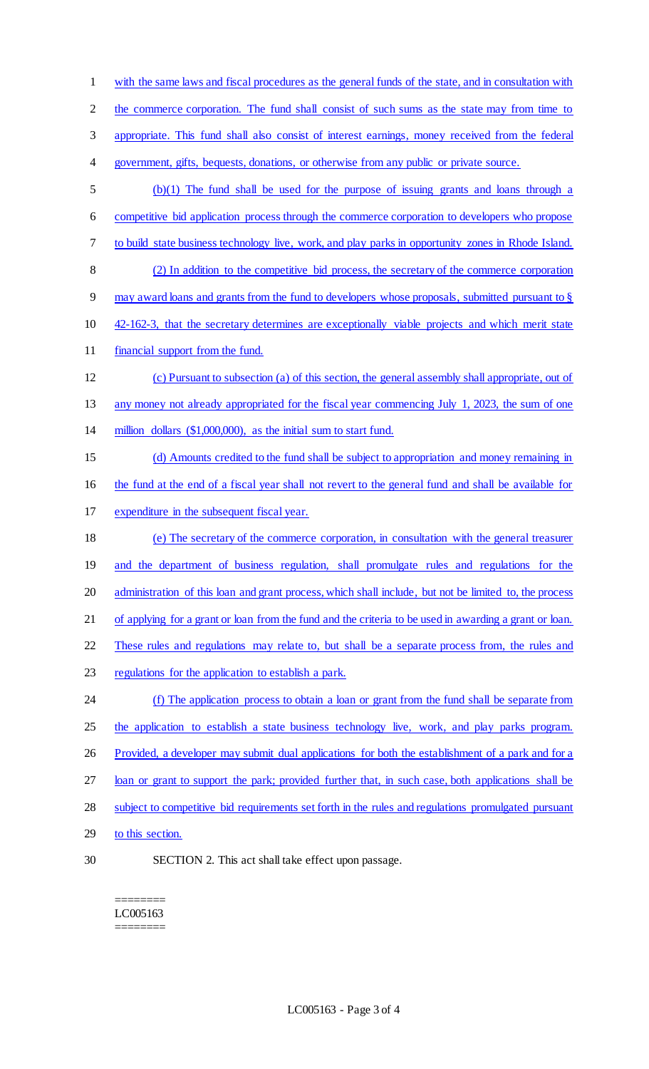with the same laws and fiscal procedures as the general funds of the state, and in consultation with the commerce corporation. The fund shall consist of such sums as the state may from time to appropriate. This fund shall also consist of interest earnings, money received from the federal government, gifts, bequests, donations, or otherwise from any public or private source.

(b)(1) The fund shall be used for the purpose of issuing grants and loans through a competitive bid application process through the commerce corporation to developers who propose to build state business technology live, work, and play parks in opportunity zones in Rhode Island.

(2) In addition to the competitive bid process, the secretary of the commerce corporation may award loans and grants from the fund to developers whose proposals, submitted pursuant to § 42-162-3, that the secretary determines are exceptionally viable projects and which merit state financial support from the fund.

(c) Pursuant to subsection (a) of this section, the general assembly shall appropriate, out of any money not already appropriated for the fiscal year commencing July 1, 2023, the sum of one million dollars ($1,000,000), as the initial sum to start fund.

(d) Amounts credited to the fund shall be subject to appropriation and money remaining in the fund at the end of a fiscal year shall not revert to the general fund and shall be available for expenditure in the subsequent fiscal year.

(e) The secretary of the commerce corporation, in consultation with the general treasurer and the department of business regulation, shall promulgate rules and regulations for the administration of this loan and grant process, which shall include, but not be limited to, the process of applying for a grant or loan from the fund and the criteria to be used in awarding a grant or loan. These rules and regulations may relate to, but shall be a separate process from, the rules and regulations for the application to establish a park.

(f) The application process to obtain a loan or grant from the fund shall be separate from the application to establish a state business technology live, work, and play parks program. Provided, a developer may submit dual applications for both the establishment of a park and for a loan or grant to support the park; provided further that, in such case, both applications shall be subject to competitive bid requirements set forth in the rules and regulations promulgated pursuant to this section.

SECTION 2. This act shall take effect upon passage.

========
LC005163
========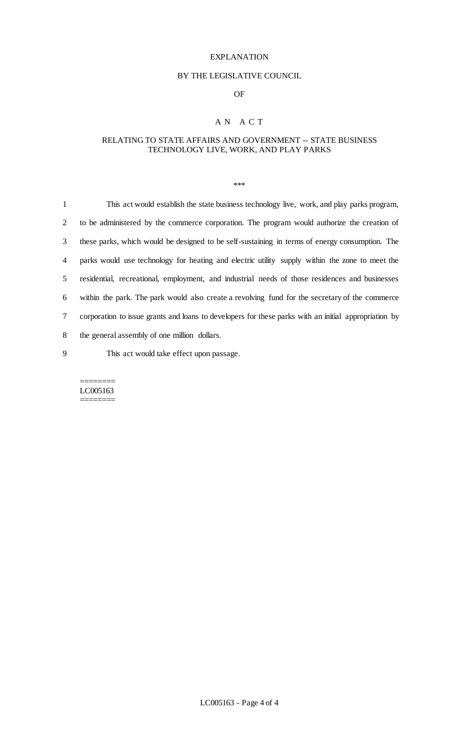EXPLANATION

BY THE LEGISLATIVE COUNCIL

OF

# A N A C T

## RELATING TO STATE AFFAIRS AND GOVERNMENT -- STATE BUSINESS TECHNOLOGY LIVE, WORK, AND PLAY PARKS

***

This act would establish the state business technology live, work, and play parks program, to be administered by the commerce corporation. The program would authorize the creation of these parks, which would be designed to be self-sustaining in terms of energy consumption. The parks would use technology for heating and electric utility supply within the zone to meet the residential, recreational, employment, and industrial needs of those residences and businesses within the park. The park would also create a revolving fund for the secretary of the commerce corporation to issue grants and loans to developers for these parks with an initial appropriation by the general assembly of one million dollars.

This act would take effect upon passage.

========
LC005163
========